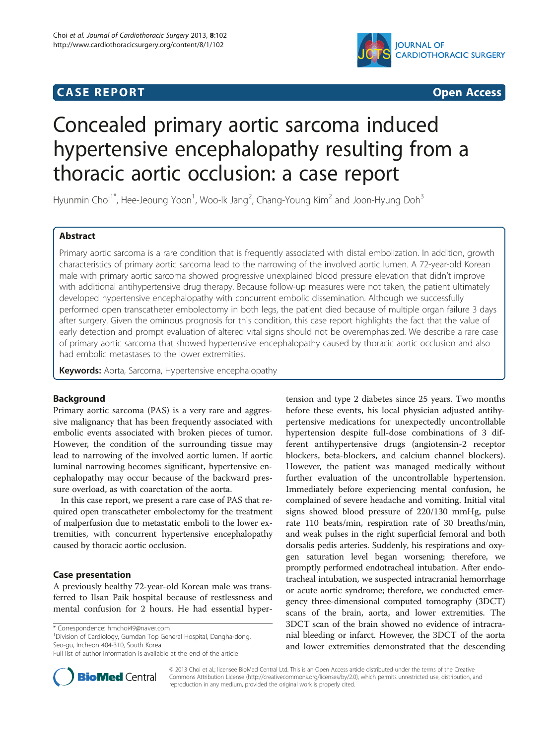CASE REPORT Open Access

# Concealed primary aortic sarcoma induced hypertensive encephalopathy resulting from a thoracic aortic occlusion: a case report

Hyunmin Choi[1*], Hee-Jeoung Yoon[1], Woo-Ik Jang[2], Chang-Young Kim[2] and Joon-Hyung Doh[3]

## Abstract

Primary aortic sarcoma is a rare condition that is frequently associated with distal embolization. In addition, growth characteristics of primary aortic sarcoma lead to the narrowing of the involved aortic lumen. A 72-year-old Korean male with primary aortic sarcoma showed progressive unexplained blood pressure elevation that didn't improve with additional antihypertensive drug therapy. Because follow-up measures were not taken, the patient ultimately developed hypertensive encephalopathy with concurrent embolic dissemination. Although we successfully performed open transcatheter embolectomy in both legs, the patient died because of multiple organ failure 3 days after surgery. Given the ominous prognosis for this condition, this case report highlights the fact that the value of early detection and prompt evaluation of altered vital signs should not be overemphasized. We describe a rare case of primary aortic sarcoma that showed hypertensive encephalopathy caused by thoracic aortic occlusion and also had embolic metastases to the lower extremities.

**Keywords:** Aorta, Sarcoma, Hypertensive encephalopathy

## Background

Primary aortic sarcoma (PAS) is a very rare and aggressive malignancy that has been frequently associated with embolic events associated with broken pieces of tumor. However, the condition of the surrounding tissue may lead to narrowing of the involved aortic lumen. If aortic luminal narrowing becomes significant, hypertensive encephalopathy may occur because of the backward pressure overload, as with coarctation of the aorta.

In this case report, we present a rare case of PAS that required open transcatheter embolectomy for the treatment of malperfusion due to metastatic emboli to the lower extremities, with concurrent hypertensive encephalopathy caused by thoracic aortic occlusion.

## Case presentation

A previously healthy 72-year-old Korean male was transferred to Ilsan Paik hospital because of restlessness and mental confusion for 2 hours. He had essential hypertension and type 2 diabetes since 25 years. Two months before these events, his local physician adjusted antihypertensive medications for unexpectedly uncontrollable hypertension despite full-dose combinations of 3 different antihypertensive drugs (angiotensin-2 receptor blockers, beta-blockers, and calcium channel blockers). However, the patient was managed medically without further evaluation of the uncontrollable hypertension. Immediately before experiencing mental confusion, he complained of severe headache and vomiting. Initial vital signs showed blood pressure of 220/130 mmHg, pulse rate 110 beats/min, respiration rate of 30 breaths/min, and weak pulses in the right superficial femoral and both dorsalis pedis arteries. Suddenly, his respirations and oxygen saturation level began worsening; therefore, we promptly performed endotracheal intubation. After endotracheal intubation, we suspected intracranial hemorrhage or acute aortic syndrome; therefore, we conducted emergency three-dimensional computed tomography (3DCT) scans of the brain, aorta, and lower extremities. The 3DCT scan of the brain showed no evidence of intracranial bleeding or infarct. However, the 3DCT of the aorta and lower extremities demonstrated that the descending

\* Correspondence: hmchoi49@naver.com

[1]Division of Cardiology, Gumdan Top General Hospital, Dangha-dong, Seo-gu, Incheon 404-310, South Korea

Full list of author information is available at the end of the article

© 2013 Choi et al.; licensee BioMed Central Ltd. This is an Open Access article distributed under the terms of the Creative Commons Attribution License (http://creativecommons.org/licenses/by/2.0), which permits unrestricted use, distribution, and reproduction in any medium, provided the original work is properly cited.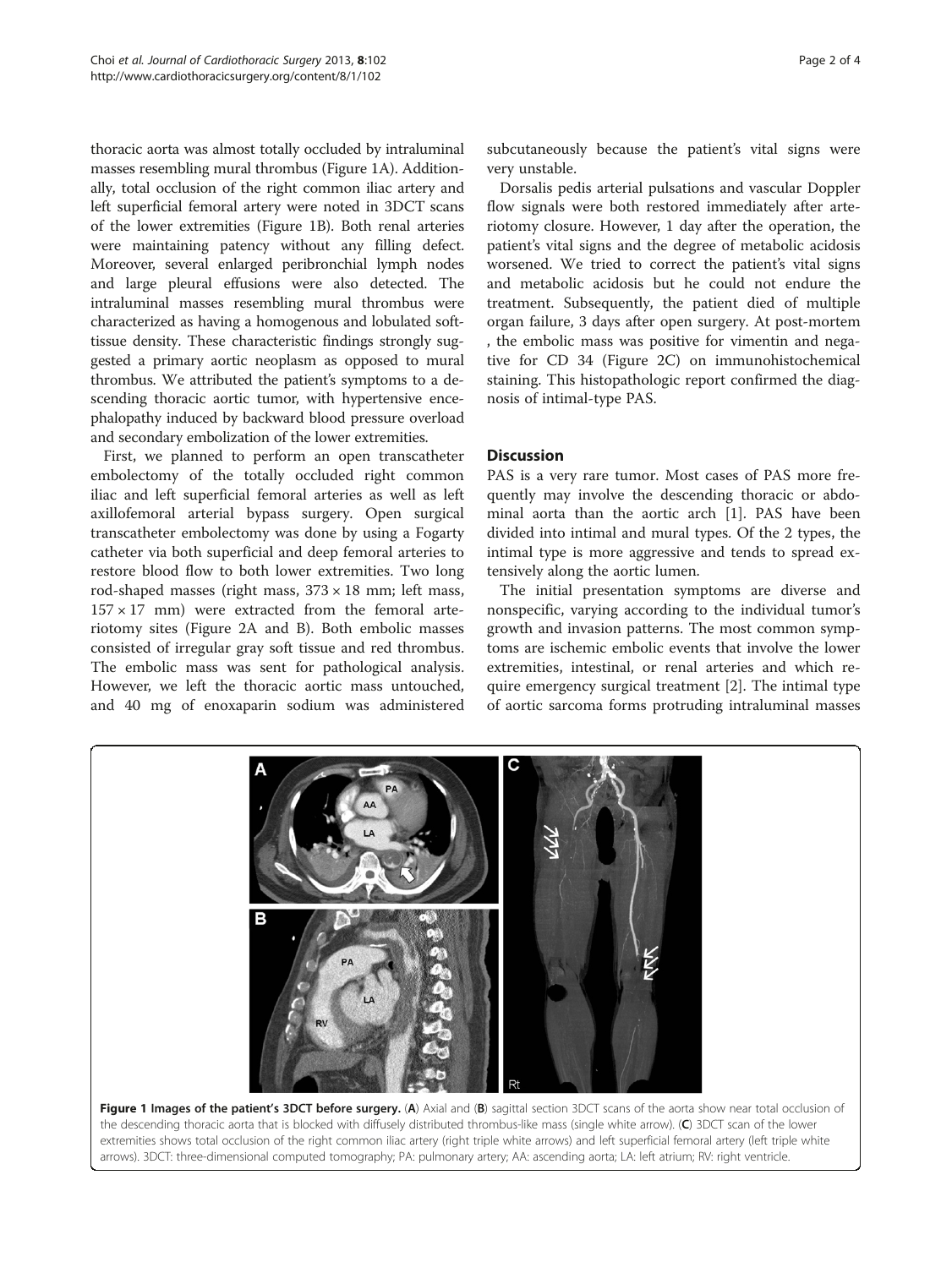thoracic aorta was almost totally occluded by intraluminal masses resembling mural thrombus (Figure 1A). Additionally, total occlusion of the right common iliac artery and left superficial femoral artery were noted in 3DCT scans of the lower extremities (Figure 1B). Both renal arteries were maintaining patency without any filling defect. Moreover, several enlarged peribronchial lymph nodes and large pleural effusions were also detected. The intraluminal masses resembling mural thrombus were characterized as having a homogenous and lobulated soft-tissue density. These characteristic findings strongly suggested a primary aortic neoplasm as opposed to mural thrombus. We attributed the patient's symptoms to a descending thoracic aortic tumor, with hypertensive encephalopathy induced by backward blood pressure overload and secondary embolization of the lower extremities.

First, we planned to perform an open transcatheter embolectomy of the totally occluded right common iliac and left superficial femoral arteries as well as left axillofemoral arterial bypass surgery. Open surgical transcatheter embolectomy was done by using a Fogarty catheter via both superficial and deep femoral arteries to restore blood flow to both lower extremities. Two long rod-shaped masses (right mass, 373 × 18 mm; left mass, 157 × 17 mm) were extracted from the femoral arteriotomy sites (Figure 2A and B). Both embolic masses consisted of irregular gray soft tissue and red thrombus. The embolic mass was sent for pathological analysis. However, we left the thoracic aortic mass untouched, and 40 mg of enoxaparin sodium was administered subcutaneously because the patient's vital signs were very unstable.

Dorsalis pedis arterial pulsations and vascular Doppler flow signals were both restored immediately after arteriotomy closure. However, 1 day after the operation, the patient's vital signs and the degree of metabolic acidosis worsened. We tried to correct the patient's vital signs and metabolic acidosis but he could not endure the treatment. Subsequently, the patient died of multiple organ failure, 3 days after open surgery. At post-mortem , the embolic mass was positive for vimentin and negative for CD 34 (Figure 2C) on immunohistochemical staining. This histopathologic report confirmed the diagnosis of intimal-type PAS.

## Discussion

PAS is a very rare tumor. Most cases of PAS more frequently may involve the descending thoracic or abdominal aorta than the aortic arch [1]. PAS have been divided into intimal and mural types. Of the 2 types, the intimal type is more aggressive and tends to spread extensively along the aortic lumen.

The initial presentation symptoms are diverse and nonspecific, varying according to the individual tumor's growth and invasion patterns. The most common symptoms are ischemic embolic events that involve the lower extremities, intestinal, or renal arteries and which require emergency surgical treatment [2]. The intimal type of aortic sarcoma forms protruding intraluminal masses

**Figure 1 Images of the patient's 3DCT before surgery.** (**A**) Axial and (**B**) sagittal section 3DCT scans of the aorta show near total occlusion of the descending thoracic aorta that is blocked with diffusely distributed thrombus-like mass (single white arrow). (**C**) 3DCT scan of the lower extremities shows total occlusion of the right common iliac artery (right triple white arrows) and left superficial femoral artery (left triple white arrows). 3DCT: three-dimensional computed tomography; PA: pulmonary artery; AA: ascending aorta; LA: left atrium; RV: right ventricle.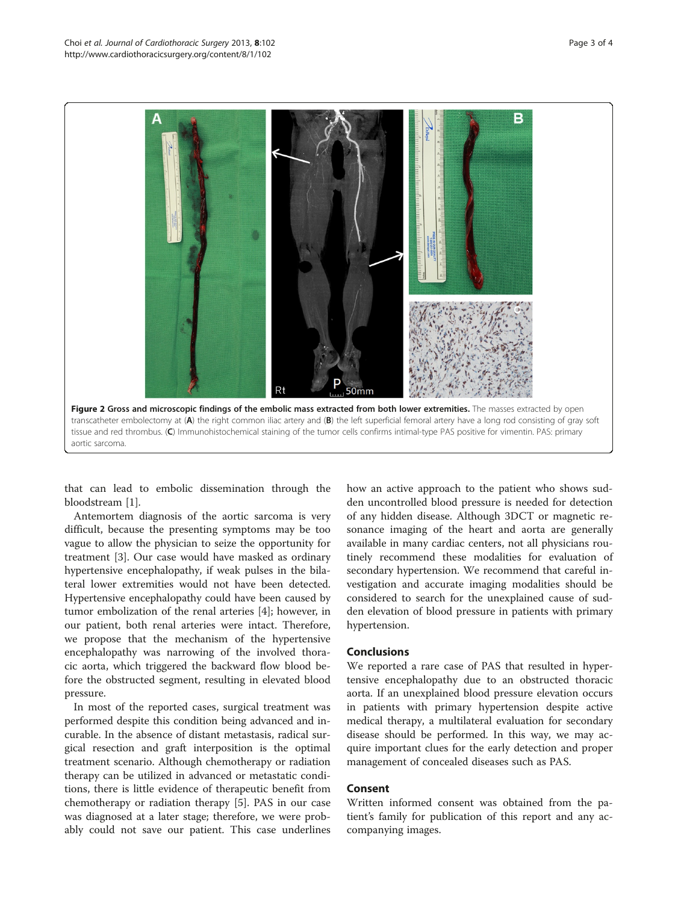**Figure 2 Gross and microscopic findings of the embolic mass extracted from both lower extremities.** The masses extracted by open transcatheter embolectomy at (**A**) the right common iliac artery and (**B**) the left superficial femoral artery have a long rod consisting of gray soft tissue and red thrombus. (**C**) Immunohistochemical staining of the tumor cells confirms intimal-type PAS positive for vimentin. PAS: primary aortic sarcoma.

that can lead to embolic dissemination through the bloodstream [1].

Antemortem diagnosis of the aortic sarcoma is very difficult, because the presenting symptoms may be too vague to allow the physician to seize the opportunity for treatment [3]. Our case would have masked as ordinary hypertensive encephalopathy, if weak pulses in the bilateral lower extremities would not have been detected. Hypertensive encephalopathy could have been caused by tumor embolization of the renal arteries [4]; however, in our patient, both renal arteries were intact. Therefore, we propose that the mechanism of the hypertensive encephalopathy was narrowing of the involved thoracic aorta, which triggered the backward flow blood before the obstructed segment, resulting in elevated blood pressure.

In most of the reported cases, surgical treatment was performed despite this condition being advanced and incurable. In the absence of distant metastasis, radical surgical resection and graft interposition is the optimal treatment scenario. Although chemotherapy or radiation therapy can be utilized in advanced or metastatic conditions, there is little evidence of therapeutic benefit from chemotherapy or radiation therapy [5]. PAS in our case was diagnosed at a later stage; therefore, we were probably could not save our patient. This case underlines how an active approach to the patient who shows sudden uncontrolled blood pressure is needed for detection of any hidden disease. Although 3DCT or magnetic resonance imaging of the heart and aorta are generally available in many cardiac centers, not all physicians routinely recommend these modalities for evaluation of secondary hypertension. We recommend that careful investigation and accurate imaging modalities should be considered to search for the unexplained cause of sudden elevation of blood pressure in patients with primary hypertension.

## Conclusions

We reported a rare case of PAS that resulted in hypertensive encephalopathy due to an obstructed thoracic aorta. If an unexplained blood pressure elevation occurs in patients with primary hypertension despite active medical therapy, a multilateral evaluation for secondary disease should be performed. In this way, we may acquire important clues for the early detection and proper management of concealed diseases such as PAS.

## Consent

Written informed consent was obtained from the patient's family for publication of this report and any accompanying images.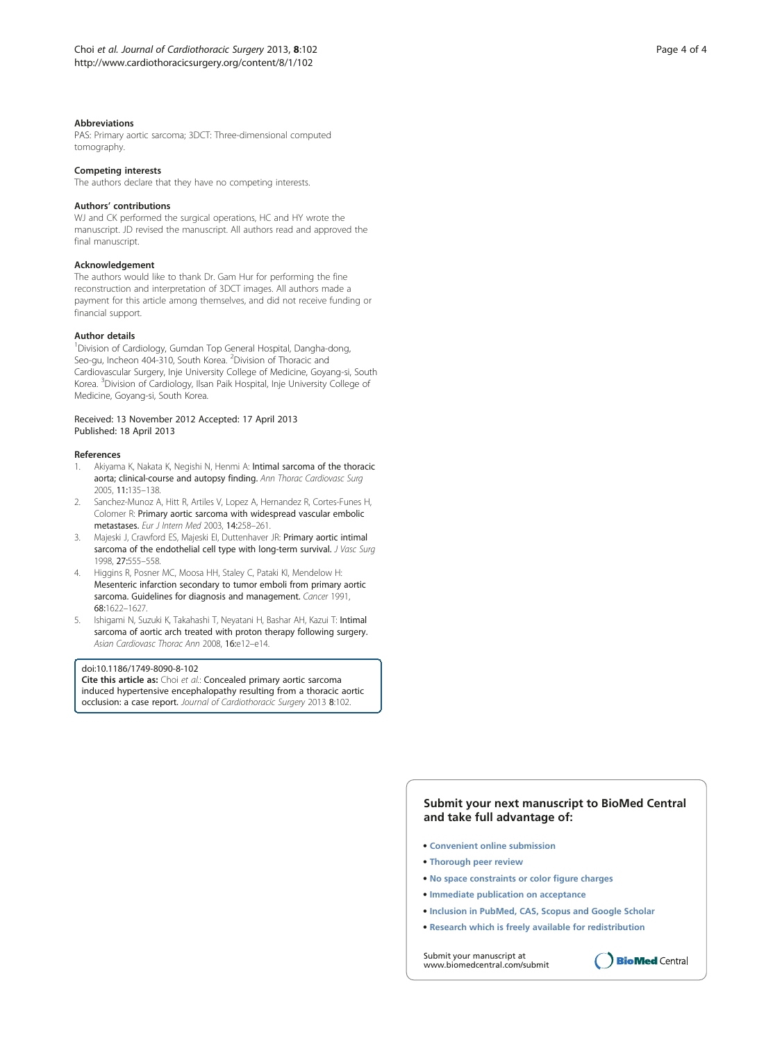### Abbreviations

PAS: Primary aortic sarcoma; 3DCT: Three-dimensional computed tomography.

### Competing interests

The authors declare that they have no competing interests.

### Authors' contributions

WJ and CK performed the surgical operations, HC and HY wrote the manuscript. JD revised the manuscript. All authors read and approved the final manuscript.

### Acknowledgement

The authors would like to thank Dr. Gam Hur for performing the fine reconstruction and interpretation of 3DCT images. All authors made a payment for this article among themselves, and did not receive funding or financial support.

### Author details

[1]Division of Cardiology, Gumdan Top General Hospital, Dangha-dong, Seo-gu, Incheon 404-310, South Korea. [2]Division of Thoracic and Cardiovascular Surgery, Inje University College of Medicine, Goyang-si, South Korea. [3]Division of Cardiology, Ilsan Paik Hospital, Inje University College of Medicine, Goyang-si, South Korea.

Received: 13 November 2012 Accepted: 17 April 2013
Published: 18 April 2013

### References

1. Akiyama K, Nakata K, Negishi N, Henmi A: **Intimal sarcoma of the thoracic aorta; clinical-course and autopsy finding.** *Ann Thorac Cardiovasc Surg* 2005, **11:**135–138.
2. Sanchez-Munoz A, Hitt R, Artiles V, Lopez A, Hernandez R, Cortes-Funes H, Colomer R: **Primary aortic sarcoma with widespread vascular embolic metastases.** *Eur J Intern Med* 2003, **14:**258–261.
3. Majeski J, Crawford ES, Majeski EI, Duttenhaver JR: **Primary aortic intimal sarcoma of the endothelial cell type with long-term survival.** *J Vasc Surg* 1998, **27:**555–558.
4. Higgins R, Posner MC, Moosa HH, Staley C, Pataki KI, Mendelow H: **Mesenteric infarction secondary to tumor emboli from primary aortic sarcoma. Guidelines for diagnosis and management.** *Cancer* 1991, **68:**1622–1627.
5. Ishigami N, Suzuki K, Takahashi T, Neyatani H, Bashar AH, Kazui T: **Intimal sarcoma of aortic arch treated with proton therapy following surgery.** *Asian Cardiovasc Thorac Ann* 2008, **16:**e12–e14.

doi:10.1186/1749-8090-8-102
**Cite this article as:** Choi *et al.*: Concealed primary aortic sarcoma induced hypertensive encephalopathy resulting from a thoracic aortic occlusion: a case report. *Journal of Cardiothoracic Surgery* 2013 **8**:102.

**Submit your next manuscript to BioMed Central and take full advantage of:**

- **Convenient online submission**
- **Thorough peer review**
- **No space constraints or color figure charges**
- **Immediate publication on acceptance**
- **Inclusion in PubMed, CAS, Scopus and Google Scholar**
- **Research which is freely available for redistribution**

Submit your manuscript at
www.biomedcentral.com/submit

BioMed Central